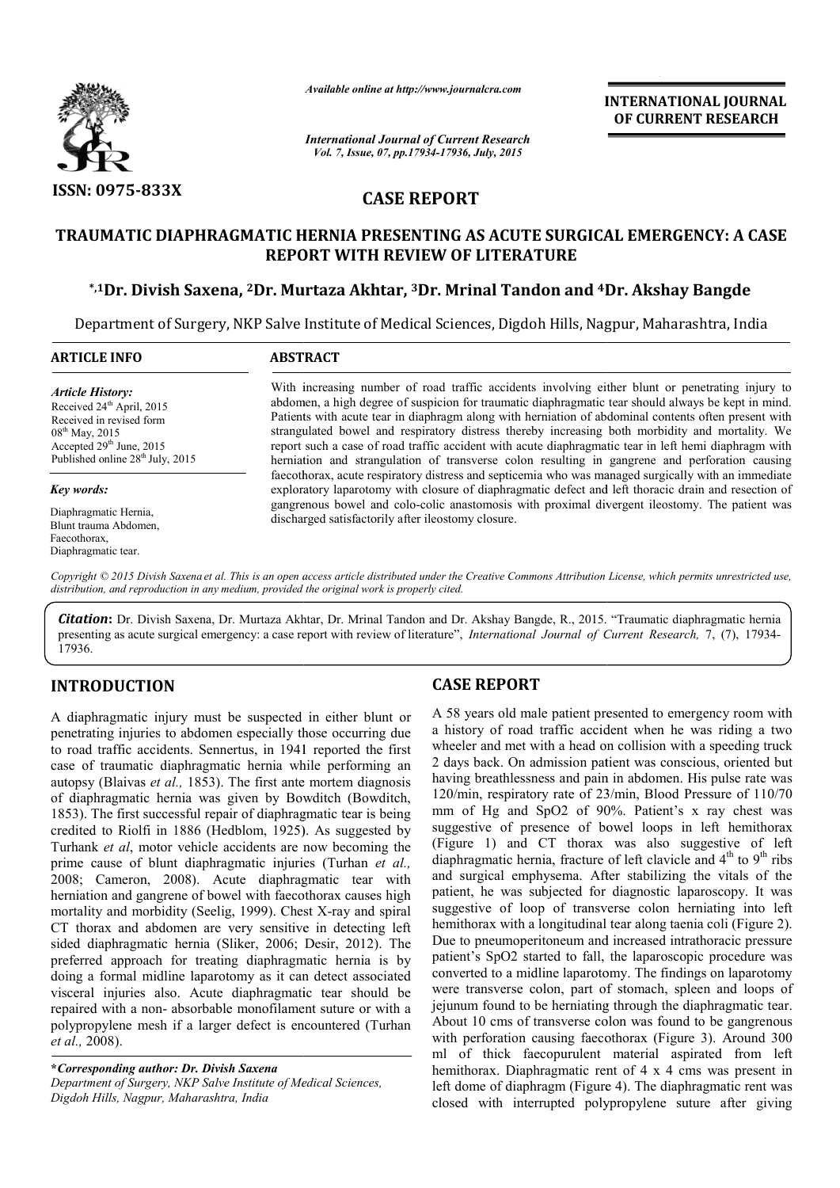**ISSN: 0975-833X**

*Available online at http://www.journalcra.com*

*International Journal of Current Research*
*Vol. 7, Issue, 07, pp.17934-17936, July, 2015*

**INTERNATIONAL JOURNAL OF CURRENT RESEARCH**

## CASE REPORT

# TRAUMATIC DIAPHRAGMATIC HERNIA PRESENTING AS ACUTE SURGICAL EMERGENCY: A CASE REPORT WITH REVIEW OF LITERATURE

**\*,1Dr. Divish Saxena, 2Dr. Murtaza Akhtar, 3Dr. Mrinal Tandon and 4Dr. Akshay Bangde**

Department of Surgery, NKP Salve Institute of Medical Sciences, Digdoh Hills, Nagpur, Maharashtra, India

### ARTICLE INFO

*Article History:*
Received 24th April, 2015
Received in revised form
08th May, 2015
Accepted 29th June, 2015
Published online 28th July, 2015

*Key words:*
Diaphragmatic Hernia,
Blunt trauma Abdomen,
Faecothorax,
Diaphragmatic tear.

### ABSTRACT

With increasing number of road traffic accidents involving either blunt or penetrating injury to abdomen, a high degree of suspicion for traumatic diaphragmatic tear should always be kept in mind. Patients with acute tear in diaphragm along with herniation of abdominal contents often present with strangulated bowel and respiratory distress thereby increasing both morbidity and mortality. We report such a case of road traffic accident with acute diaphragmatic tear in left hemi diaphragm with herniation and strangulation of transverse colon resulting in gangrene and perforation causing faecothorax, acute respiratory distress and septicemia who was managed surgically with an immediate exploratory laparotomy with closure of diaphragmatic defect and left thoracic drain and resection of gangrenous bowel and colo-colic anastomosis with proximal divergent ileostomy. The patient was discharged satisfactorily after ileostomy closure.

*Copyright © 2015 Divish Saxena et al. This is an open access article distributed under the Creative Commons Attribution License, which permits unrestricted use, distribution, and reproduction in any medium, provided the original work is properly cited.*

***Citation*:** Dr. Divish Saxena, Dr. Murtaza Akhtar, Dr. Mrinal Tandon and Dr. Akshay Bangde, R., 2015. "Traumatic diaphragmatic hernia presenting as acute surgical emergency: a case report with review of literature", *International Journal of Current Research,* 7, (7), 17934-17936.

## INTRODUCTION

A diaphragmatic injury must be suspected in either blunt or penetrating injuries to abdomen especially those occurring due to road traffic accidents. Sennertus, in 1941 reported the first case of traumatic diaphragmatic hernia while performing an autopsy (Blaivas *et al.,* 1853). The first ante mortem diagnosis of diaphragmatic hernia was given by Bowditch (Bowditch, 1853). The first successful repair of diaphragmatic tear is being credited to Riolfi in 1886 (Hedblom, 1925). As suggested by Turhank *et al*, motor vehicle accidents are now becoming the prime cause of blunt diaphragmatic injuries (Turhan *et al.,* 2008; Cameron, 2008). Acute diaphragmatic tear with herniation and gangrene of bowel with faecothorax causes high mortality and morbidity (Seelig, 1999). Chest X-ray and spiral CT thorax and abdomen are very sensitive in detecting left sided diaphragmatic hernia (Sliker, 2006; Desir, 2012). The preferred approach for treating diaphragmatic hernia is by doing a formal midline laparotomy as it can detect associated visceral injuries also. Acute diaphragmatic tear should be repaired with a non- absorbable monofilament suture or with a polypropylene mesh if a larger defect is encountered (Turhan *et al.,* 2008).

***\*Corresponding author: Dr. Divish Saxena***
*Department of Surgery, NKP Salve Institute of Medical Sciences, Digdoh Hills, Nagpur, Maharashtra, India*

## CASE REPORT

A 58 years old male patient presented to emergency room with a history of road traffic accident when he was riding a two wheeler and met with a head on collision with a speeding truck 2 days back. On admission patient was conscious, oriented but having breathlessness and pain in abdomen. His pulse rate was 120/min, respiratory rate of 23/min, Blood Pressure of 110/70 mm of Hg and SpO2 of 90%. Patient's x ray chest was suggestive of presence of bowel loops in left hemithorax (Figure 1) and CT thorax was also suggestive of left diaphragmatic hernia, fracture of left clavicle and 4th to 9th ribs and surgical emphysema. After stabilizing the vitals of the patient, he was subjected for diagnostic laparoscopy. It was suggestive of loop of transverse colon herniating into left hemithorax with a longitudinal tear along taenia coli (Figure 2). Due to pneumoperitoneum and increased intrathoracic pressure patient's SpO2 started to fall, the laparoscopic procedure was converted to a midline laparotomy. The findings on laparotomy were transverse colon, part of stomach, spleen and loops of jejunum found to be herniating through the diaphragmatic tear. About 10 cms of transverse colon was found to be gangrenous with perforation causing faecothorax (Figure 3). Around 300 ml of thick faecopurulent material aspirated from left hemithorax. Diaphragmatic rent of 4 x 4 cms was present in left dome of diaphragm (Figure 4). The diaphragmatic rent was closed with interrupted polypropylene suture after giving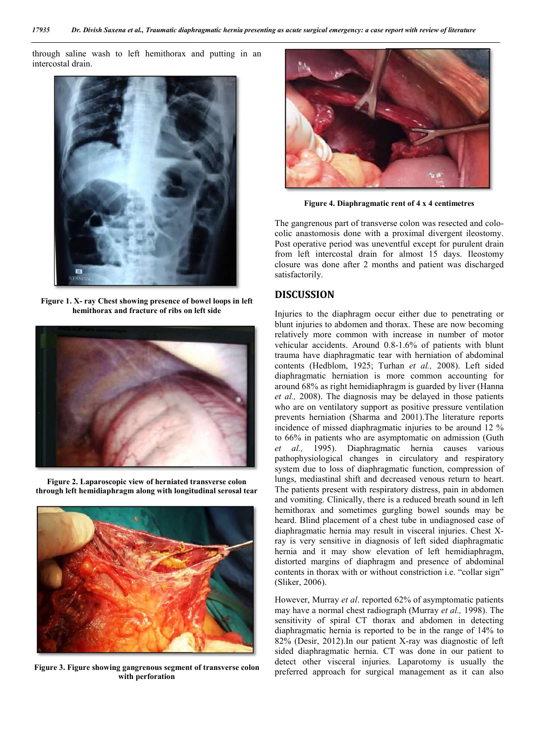through saline wash to left hemithorax and putting in an intercostal drain.

Figure 1. X- ray Chest showing presence of bowel loops in left hemithorax and fracture of ribs on left side

Figure 2. Laparoscopic view of herniated transverse colon through left hemidiaphragm along with longitudinal serosal tear

Figure 3. Figure showing gangrenous segment of transverse colon with perforation

Figure 4. Diaphragmatic rent of 4 x 4 centimetres

The gangrenous part of transverse colon was resected and colo-colic anastomosis done with a proximal divergent ileostomy. Post operative period was uneventful except for purulent drain from left intercostal drain for almost 15 days. Ileostomy closure was done after 2 months and patient was discharged satisfactorily.

## DISCUSSION

Injuries to the diaphragm occur either due to penetrating or blunt injuries to abdomen and thorax. These are now becoming relatively more common with increase in number of motor vehicular accidents. Around 0.8-1.6% of patients with blunt trauma have diaphragmatic tear with herniation of abdominal contents (Hedblom, 1925; Turhan *et al.,* 2008). Left sided diaphragmatic herniation is more common accounting for around 68% as right hemidiaphragm is guarded by liver (Hanna *et al.,* 2008). The diagnosis may be delayed in those patients who are on ventilatory support as positive pressure ventilation prevents herniation (Sharma and 2001).The literature reports incidence of missed diaphragmatic injuries to be around 12 % to 66% in patients who are asymptomatic on admission (Guth *et al.,* 1995). Diaphragmatic hernia causes various pathophysiological changes in circulatory and respiratory system due to loss of diaphragmatic function, compression of lungs, mediastinal shift and decreased venous return to heart. The patients present with respiratory distress, pain in abdomen and vomiting. Clinically, there is a reduced breath sound in left hemithorax and sometimes gurgling bowel sounds may be heard. Blind placement of a chest tube in undiagnosed case of diaphragmatic hernia may result in visceral injuries. Chest X-ray is very sensitive in diagnosis of left sided diaphragmatic hernia and it may show elevation of left hemidiaphragm, distorted margins of diaphragm and presence of abdominal contents in thorax with or without constriction i.e. "collar sign" (Sliker, 2006).

However, Murray *et al*. reported 62% of asymptomatic patients may have a normal chest radiograph (Murray *et al.,* 1998). The sensitivity of spiral CT thorax and abdomen in detecting diaphragmatic hernia is reported to be in the range of 14% to 82% (Desir, 2012).In our patient X-ray was diagnostic of left sided diaphragmatic hernia. CT was done in our patient to detect other visceral injuries. Laparotomy is usually the preferred approach for surgical management as it can also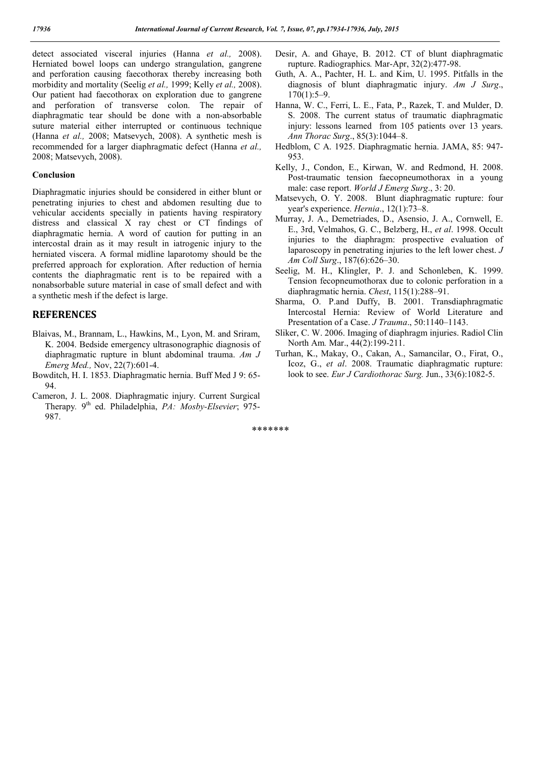detect associated visceral injuries (Hanna *et al.,* 2008). Herniated bowel loops can undergo strangulation, gangrene and perforation causing faecothorax thereby increasing both morbidity and mortality (Seelig *et al.,* 1999; Kelly *et al.,* 2008). Our patient had faecothorax on exploration due to gangrene and perforation of transverse colon. The repair of diaphragmatic tear should be done with a non-absorbable suture material either interrupted or continuous technique (Hanna *et al.,* 2008; Matsevych, 2008). A synthetic mesh is recommended for a larger diaphragmatic defect (Hanna *et al.,* 2008; Matsevych, 2008).

### Conclusion

Diaphragmatic injuries should be considered in either blunt or penetrating injuries to chest and abdomen resulting due to vehicular accidents specially in patients having respiratory distress and classical X ray chest or CT findings of diaphragmatic hernia. A word of caution for putting in an intercostal drain as it may result in iatrogenic injury to the herniated viscera. A formal midline laparotomy should be the preferred approach for exploration. After reduction of hernia contents the diaphragmatic rent is to be repaired with a nonabsorbable suture material in case of small defect and with a synthetic mesh if the defect is large.

## REFERENCES

Blaivas, M., Brannam, L., Hawkins, M., Lyon, M. and Sriram, K. 2004. Bedside emergency ultrasonographic diagnosis of diaphragmatic rupture in blunt abdominal trauma. *Am J Emerg Med.,* Nov, 22(7):601-4.

Bowditch, H. I. 1853. Diaphragmatic hernia. Buff Med J 9: 65-94.

Cameron, J. L. 2008. Diaphragmatic injury. Current Surgical Therapy. 9th ed. Philadelphia, *PA: Mosby-Elsevier*; 975-987.

Desir, A. and Ghaye, B. 2012. CT of blunt diaphragmatic rupture. Radiographics*.* Mar-Apr, 32(2):477-98.

Guth, A. A., Pachter, H. L. and Kim, U. 1995. Pitfalls in the diagnosis of blunt diaphragmatic injury. *Am J Surg*., 170(1):5–9.

Hanna, W. C., Ferri, L. E., Fata, P., Razek, T. and Mulder, D. S. 2008. The current status of traumatic diaphragmatic injury: lessons learned from 105 patients over 13 years. *Ann Thorac Surg*., 85(3):1044–8.

Hedblom, C A. 1925. Diaphragmatic hernia. JAMA, 85: 947-953.

Kelly, J., Condon, E., Kirwan, W. and Redmond, H. 2008. Post-traumatic tension faecopneumothorax in a young male: case report. *World J Emerg Surg*., 3: 20.

Matsevych, O. Y. 2008. Blunt diaphragmatic rupture: four year's experience. *Hernia*., 12(1):73–8.

Murray, J. A., Demetriades, D., Asensio, J. A., Cornwell, E. E., 3rd, Velmahos, G. C., Belzberg, H., *et al*. 1998. Occult injuries to the diaphragm: prospective evaluation of laparoscopy in penetrating injuries to the left lower chest. *J Am Coll Surg*., 187(6):626–30.

Seelig, M. H., Klingler, P. J. and Schonleben, K. 1999. Tension fecopneumothorax due to colonic perforation in a diaphragmatic hernia. *Chest*, 115(1):288–91.

Sharma, O. P.and Duffy, B. 2001. Transdiaphragmatic Intercostal Hernia: Review of World Literature and Presentation of a Case. *J Trauma*., 50:1140–1143.

Sliker, C. W. 2006. Imaging of diaphragm injuries. Radiol Clin North Am*.* Mar., 44(2):199-211.

Turhan, K., Makay, O., Cakan, A., Samancilar, O., Firat, O., Icoz, G., *et al*. 2008. Traumatic diaphragmatic rupture: look to see. *Eur J Cardiothorac Surg.* Jun., 33(6):1082-5.

\*\*\*\*\*\*\*